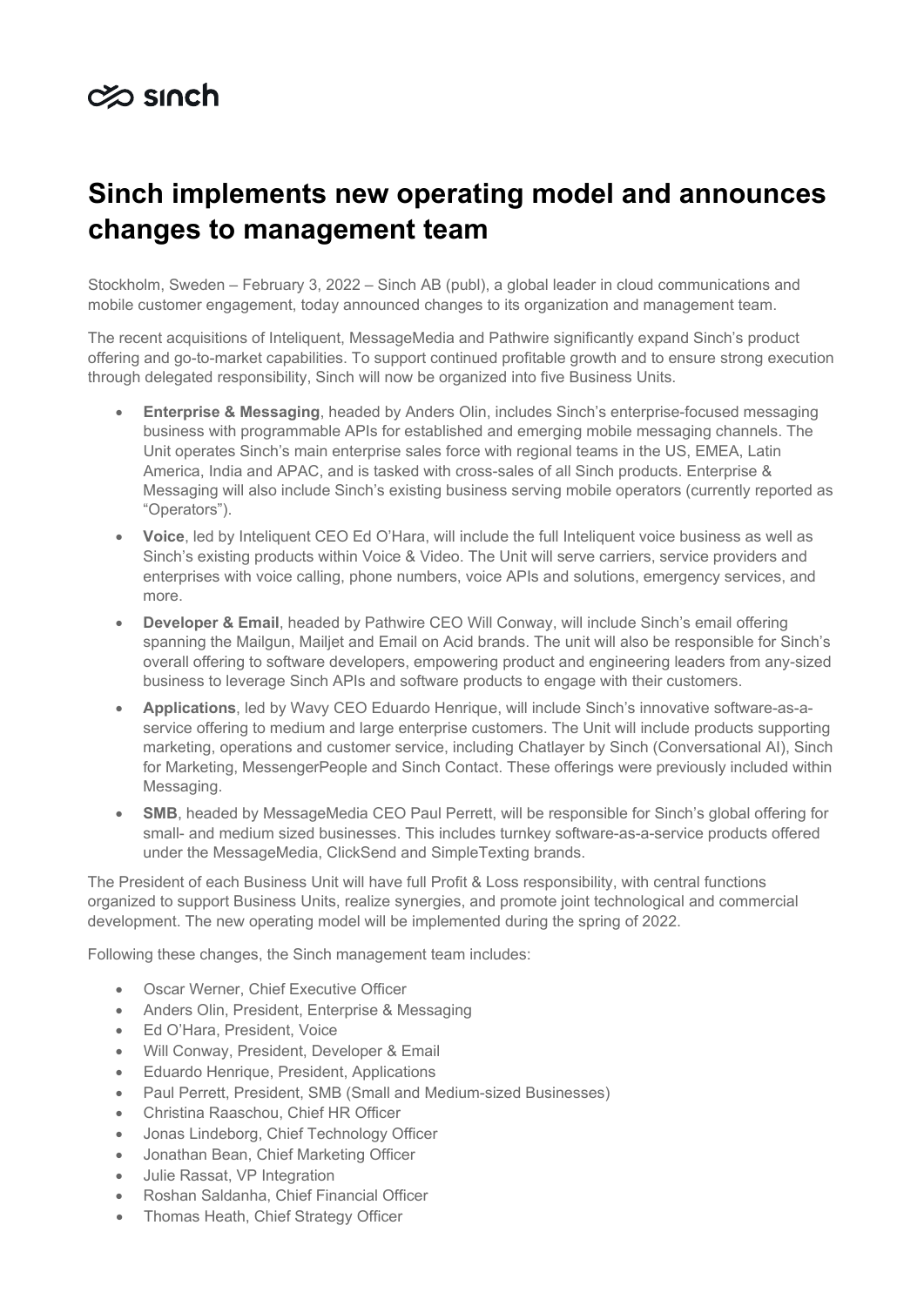sinch

# Sinch implements new operating model and announces changes to management team

Stockholm, Sweden – February 3, 2022 – Sinch AB (publ), a global leader in cloud communications and mobile customer engagement, today announced changes to its organization and management team.

The recent acquisitions of Inteliquent, MessageMedia and Pathwire significantly expand Sinch's product offering and go-to-market capabilities. To support continued profitable growth and to ensure strong execution through delegated responsibility, Sinch will now be organized into five Business Units.

- **Enterprise & Messaging**, headed by Anders Olin, includes Sinch's enterprise-focused messaging business with programmable APIs for established and emerging mobile messaging channels. The Unit operates Sinch's main enterprise sales force with regional teams in the US, EMEA, Latin America, India and APAC, and is tasked with cross-sales of all Sinch products. Enterprise & Messaging will also include Sinch's existing business serving mobile operators (currently reported as "Operators").
- **Voice**, led by Inteliquent CEO Ed O'Hara, will include the full Inteliquent voice business as well as Sinch's existing products within Voice & Video. The Unit will serve carriers, service providers and enterprises with voice calling, phone numbers, voice APIs and solutions, emergency services, and more.
- **Developer & Email**, headed by Pathwire CEO Will Conway, will include Sinch's email offering spanning the Mailgun, Mailjet and Email on Acid brands. The unit will also be responsible for Sinch's overall offering to software developers, empowering product and engineering leaders from any-sized business to leverage Sinch APIs and software products to engage with their customers.
- **Applications**, led by Wavy CEO Eduardo Henrique, will include Sinch's innovative software-as-a-service offering to medium and large enterprise customers. The Unit will include products supporting marketing, operations and customer service, including Chatlayer by Sinch (Conversational AI), Sinch for Marketing, MessengerPeople and Sinch Contact. These offerings were previously included within Messaging.
- **SMB**, headed by MessageMedia CEO Paul Perrett, will be responsible for Sinch's global offering for small- and medium sized businesses. This includes turnkey software-as-a-service products offered under the MessageMedia, ClickSend and SimpleTexting brands.

The President of each Business Unit will have full Profit & Loss responsibility, with central functions organized to support Business Units, realize synergies, and promote joint technological and commercial development. The new operating model will be implemented during the spring of 2022.

Following these changes, the Sinch management team includes:

- Oscar Werner, Chief Executive Officer
- Anders Olin, President, Enterprise & Messaging
- Ed O'Hara, President, Voice
- Will Conway, President, Developer & Email
- Eduardo Henrique, President, Applications
- Paul Perrett, President, SMB (Small and Medium-sized Businesses)
- Christina Raaschou, Chief HR Officer
- Jonas Lindeborg, Chief Technology Officer
- Jonathan Bean, Chief Marketing Officer
- Julie Rassat, VP Integration
- Roshan Saldanha, Chief Financial Officer
- Thomas Heath, Chief Strategy Officer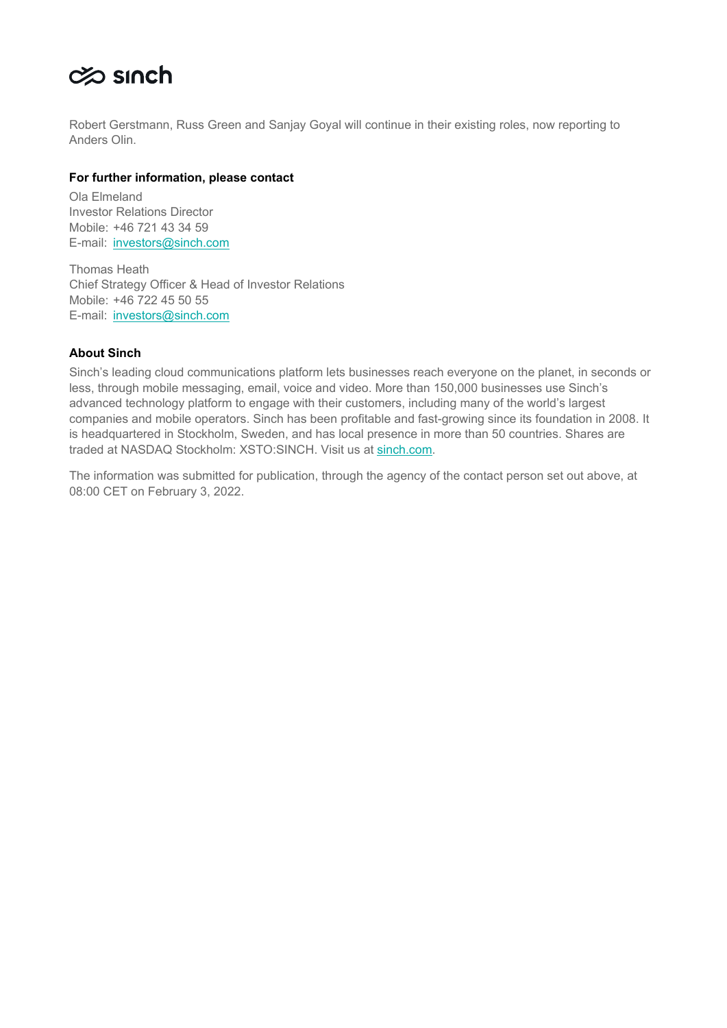Robert Gerstmann, Russ Green and Sanjay Goyal will continue in their existing roles, now reporting to Anders Olin.

**For further information, please contact**

Ola Elmeland
Investor Relations Director
Mobile: +46 721 43 34 59
E-mail: investors@sinch.com

Thomas Heath
Chief Strategy Officer & Head of Investor Relations
Mobile: +46 722 45 50 55
E-mail: investors@sinch.com

**About Sinch**

Sinch's leading cloud communications platform lets businesses reach everyone on the planet, in seconds or less, through mobile messaging, email, voice and video. More than 150,000 businesses use Sinch's advanced technology platform to engage with their customers, including many of the world's largest companies and mobile operators. Sinch has been profitable and fast-growing since its foundation in 2008. It is headquartered in Stockholm, Sweden, and has local presence in more than 50 countries. Shares are traded at NASDAQ Stockholm: XSTO:SINCH. Visit us at sinch.com.

The information was submitted for publication, through the agency of the contact person set out above, at 08:00 CET on February 3, 2022.